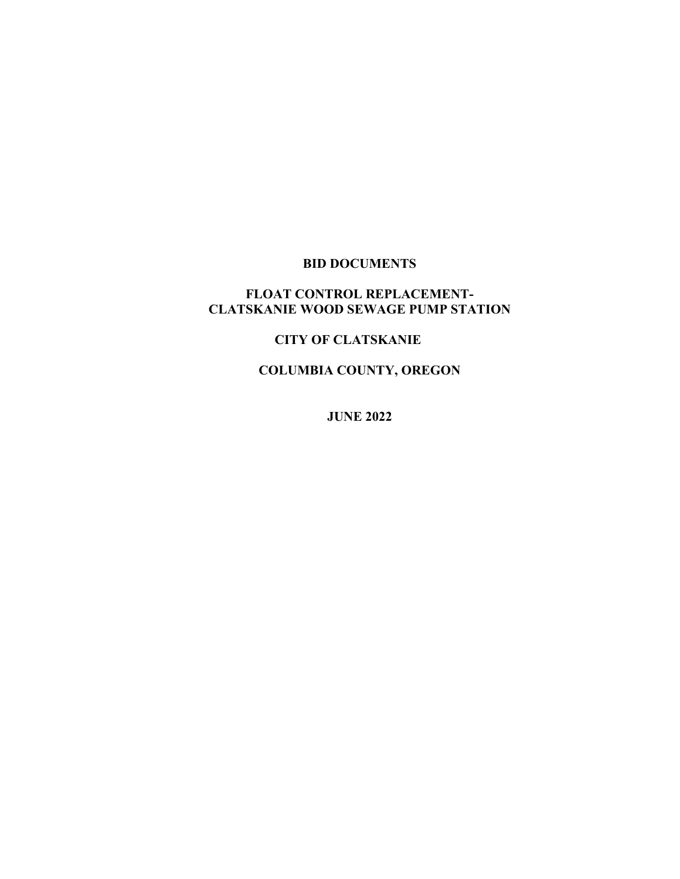# BID DOCUMENTS

## FLOAT CONTROL REPLACEMENT-
## CLATSKANIE WOOD SEWAGE PUMP STATION

## CITY OF CLATSKANIE

## COLUMBIA COUNTY, OREGON

**JUNE 2022**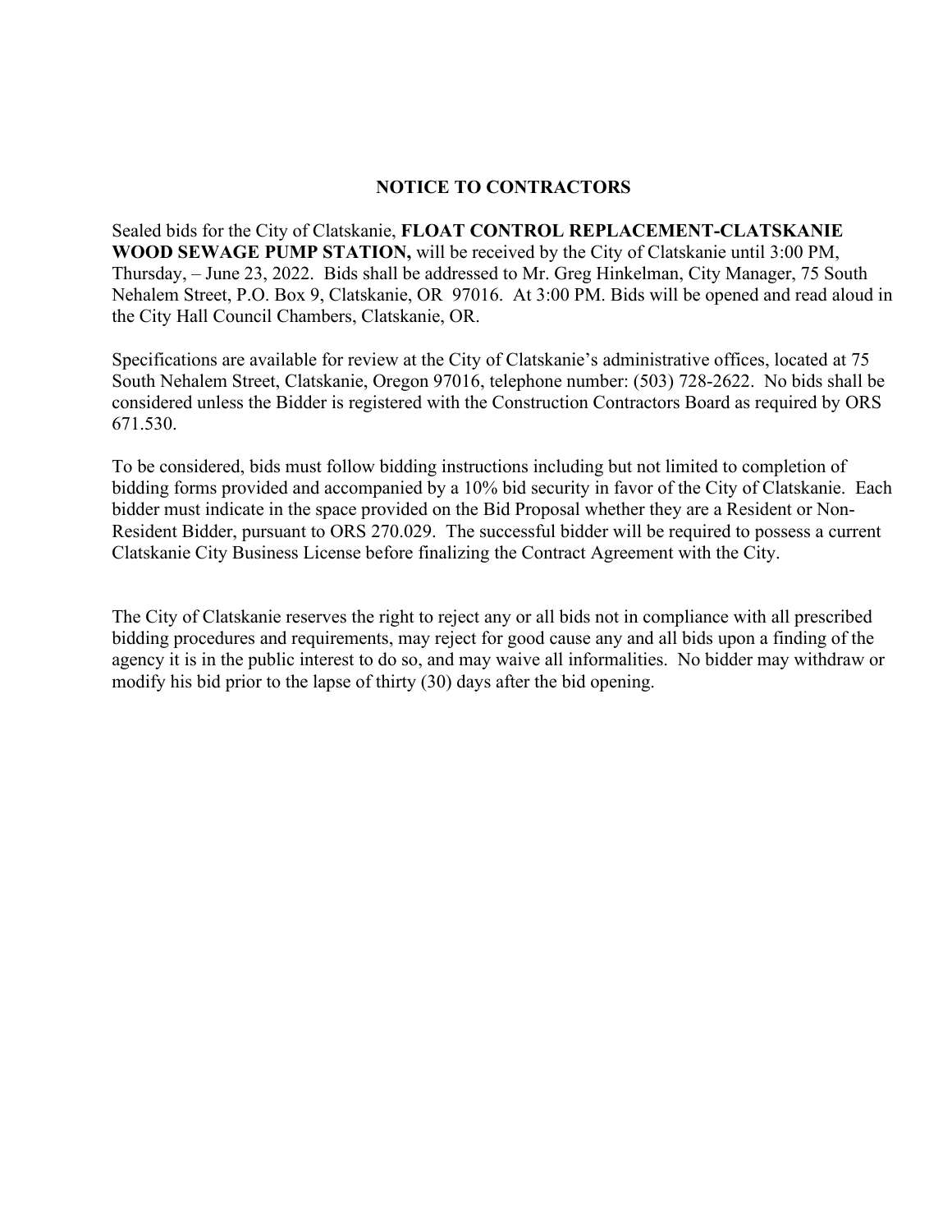## NOTICE TO CONTRACTORS

Sealed bids for the City of Clatskanie, **FLOAT CONTROL REPLACEMENT-CLATSKANIE WOOD SEWAGE PUMP STATION,** will be received by the City of Clatskanie until 3:00 PM, Thursday, – June 23, 2022. Bids shall be addressed to Mr. Greg Hinkelman, City Manager, 75 South Nehalem Street, P.O. Box 9, Clatskanie, OR 97016. At 3:00 PM. Bids will be opened and read aloud in the City Hall Council Chambers, Clatskanie, OR.

Specifications are available for review at the City of Clatskanie's administrative offices, located at 75 South Nehalem Street, Clatskanie, Oregon 97016, telephone number: (503) 728-2622. No bids shall be considered unless the Bidder is registered with the Construction Contractors Board as required by ORS 671.530.

To be considered, bids must follow bidding instructions including but not limited to completion of bidding forms provided and accompanied by a 10% bid security in favor of the City of Clatskanie. Each bidder must indicate in the space provided on the Bid Proposal whether they are a Resident or Non-Resident Bidder, pursuant to ORS 270.029. The successful bidder will be required to possess a current Clatskanie City Business License before finalizing the Contract Agreement with the City.

The City of Clatskanie reserves the right to reject any or all bids not in compliance with all prescribed bidding procedures and requirements, may reject for good cause any and all bids upon a finding of the agency it is in the public interest to do so, and may waive all informalities. No bidder may withdraw or modify his bid prior to the lapse of thirty (30) days after the bid opening.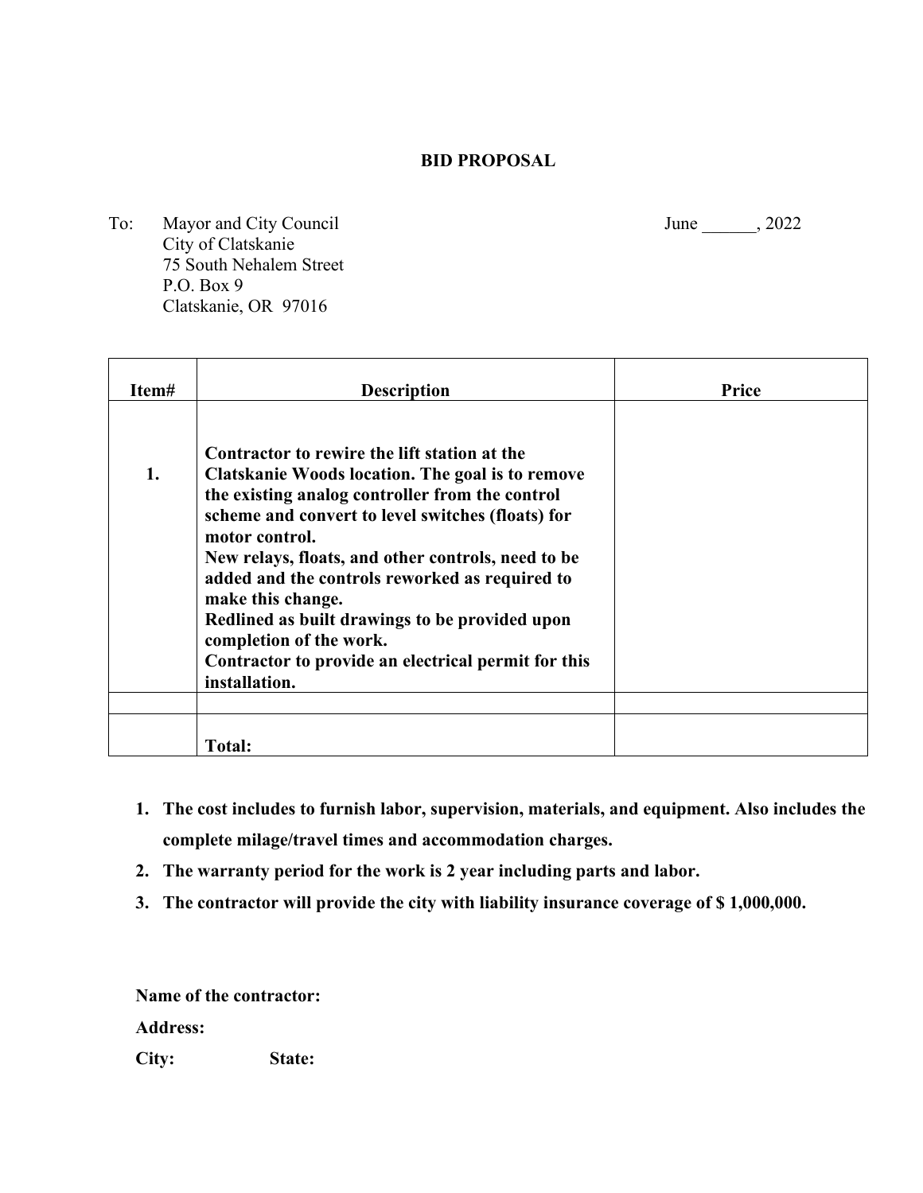# BID PROPOSAL

To: Mayor and City Council
City of Clatskanie
75 South Nehalem Street
P.O. Box 9
Clatskanie, OR 97016

June ______, 2022

| Item# | Description | Price |
|---|---|---|
| **1.** | **Contractor to rewire the lift station at the Clatskanie Woods location. The goal is to remove the existing analog controller from the control scheme and convert to level switches (floats) for motor control.<br>New relays, floats, and other controls, need to be added and the controls reworked as required to make this change.<br>Redlined as built drawings to be provided upon completion of the work.<br>Contractor to provide an electrical permit for this installation.** | |
| | | |
| | **Total:** | |

1. **The cost includes to furnish labor, supervision, materials, and equipment. Also includes the complete milage/travel times and accommodation charges.**
2. **The warranty period for the work is 2 year including parts and labor.**
3. **The contractor will provide the city with liability insurance coverage of $ 1,000,000.**

**Name of the contractor:**

**Address:**

**City:** **State:**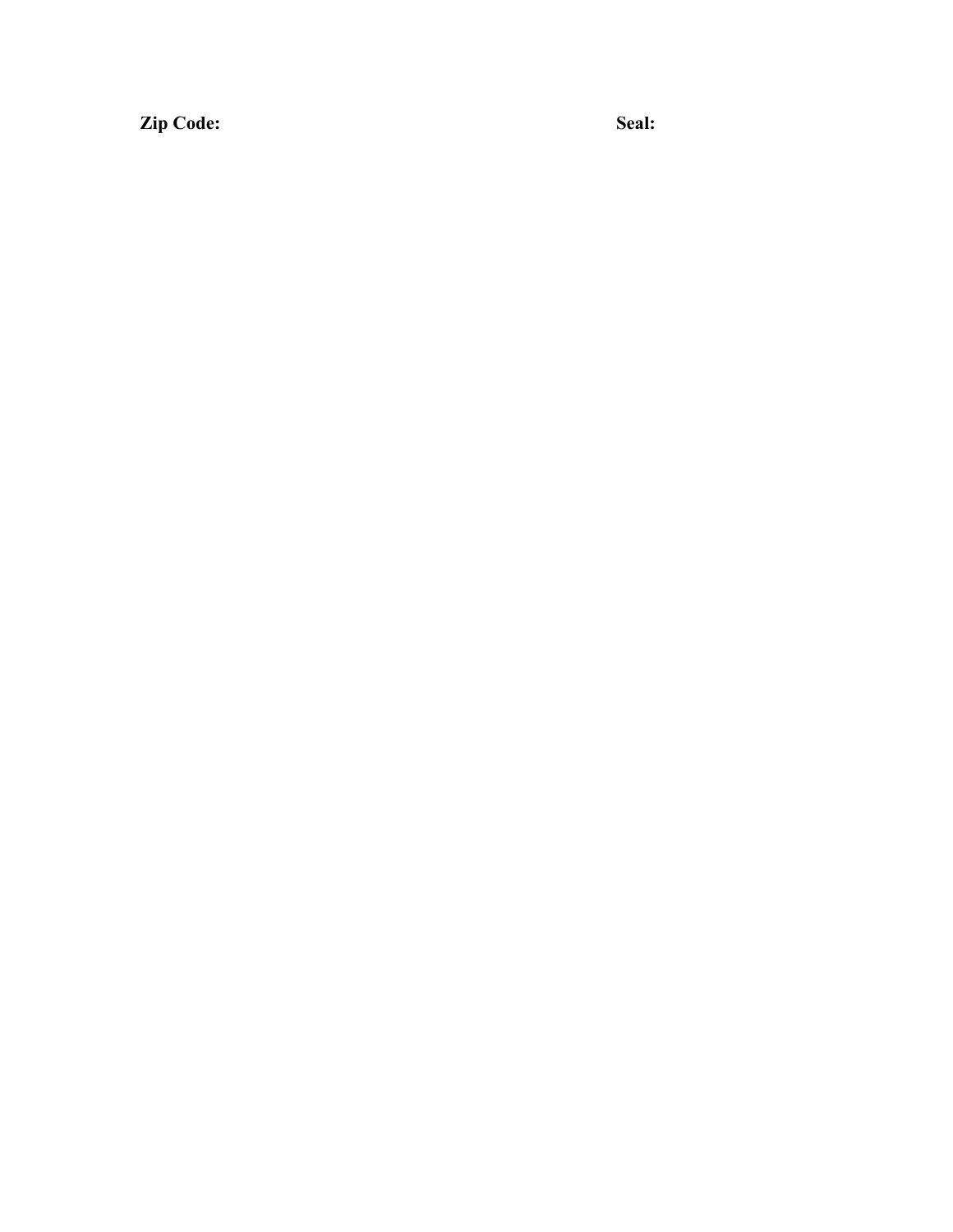**Zip Code:** **Seal:**